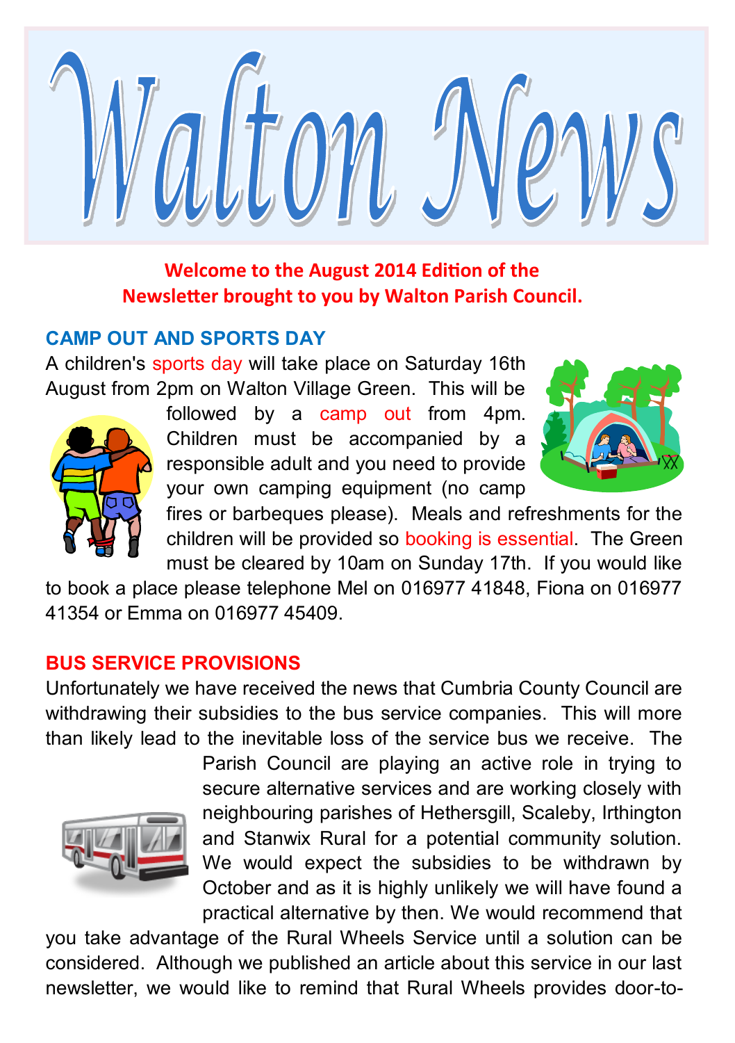# Walton News

**Welcome to the August 2014 Edition of the Newsletter brought to you by Walton Parish Council.**

## CAMP OUT AND SPORTS DAY

A children's sports day will take place on Saturday 16th August from 2pm on Walton Village Green. This will be followed by a camp out from 4pm. Children must be accompanied by a responsible adult and you need to provide your own camping equipment (no camp fires or barbeques please). Meals and refreshments for the children will be provided so booking is essential. The Green must be cleared by 10am on Sunday 17th. If you would like to book a place please telephone Mel on 016977 41848, Fiona on 016977 41354 or Emma on 016977 45409.

## BUS SERVICE PROVISIONS

Unfortunately we have received the news that Cumbria County Council are withdrawing their subsidies to the bus service companies. This will more than likely lead to the inevitable loss of the service bus we receive. The Parish Council are playing an active role in trying to secure alternative services and are working closely with neighbouring parishes of Hethersgill, Scaleby, Irthington and Stanwix Rural for a potential community solution. We would expect the subsidies to be withdrawn by October and as it is highly unlikely we will have found a practical alternative by then. We would recommend that you take advantage of the Rural Wheels Service until a solution can be considered. Although we published an article about this service in our last newsletter, we would like to remind that Rural Wheels provides door-to-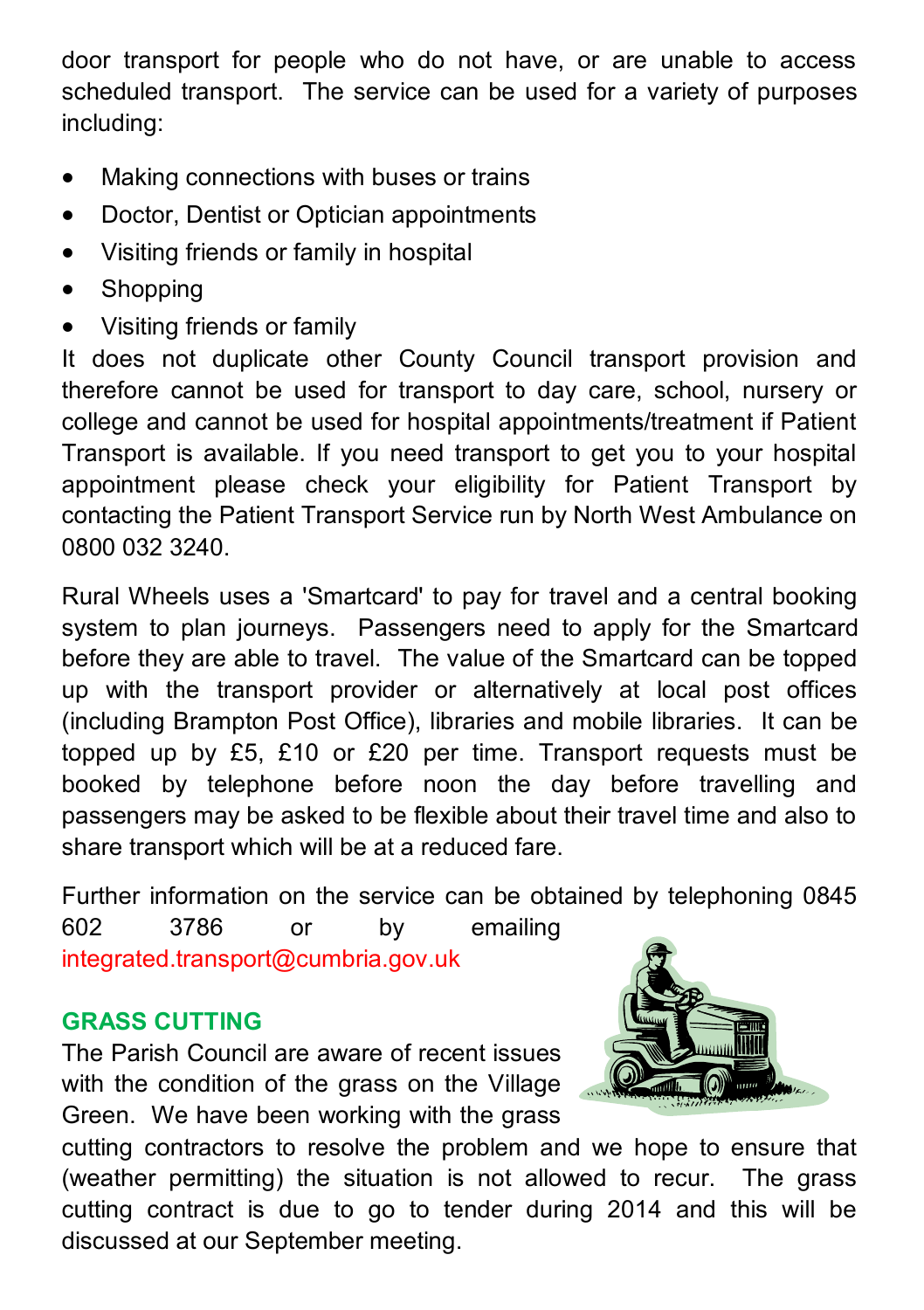door transport for people who do not have, or are unable to access scheduled transport. The service can be used for a variety of purposes including:

- Making connections with buses or trains
- Doctor, Dentist or Optician appointments
- Visiting friends or family in hospital
- Shopping
- Visiting friends or family

It does not duplicate other County Council transport provision and therefore cannot be used for transport to day care, school, nursery or college and cannot be used for hospital appointments/treatment if Patient Transport is available. If you need transport to get you to your hospital appointment please check your eligibility for Patient Transport by contacting the Patient Transport Service run by North West Ambulance on 0800 032 3240.

Rural Wheels uses a 'Smartcard' to pay for travel and a central booking system to plan journeys. Passengers need to apply for the Smartcard before they are able to travel. The value of the Smartcard can be topped up with the transport provider or alternatively at local post offices (including Brampton Post Office), libraries and mobile libraries. It can be topped up by £5, £10 or £20 per time. Transport requests must be booked by telephone before noon the day before travelling and passengers may be asked to be flexible about their travel time and also to share transport which will be at a reduced fare.

Further information on the service can be obtained by telephoning 0845 602 3786 or by emailing integrated.transport@cumbria.gov.uk

## GRASS CUTTING

The Parish Council are aware of recent issues with the condition of the grass on the Village Green. We have been working with the grass cutting contractors to resolve the problem and we hope to ensure that (weather permitting) the situation is not allowed to recur. The grass cutting contract is due to go to tender during 2014 and this will be discussed at our September meeting.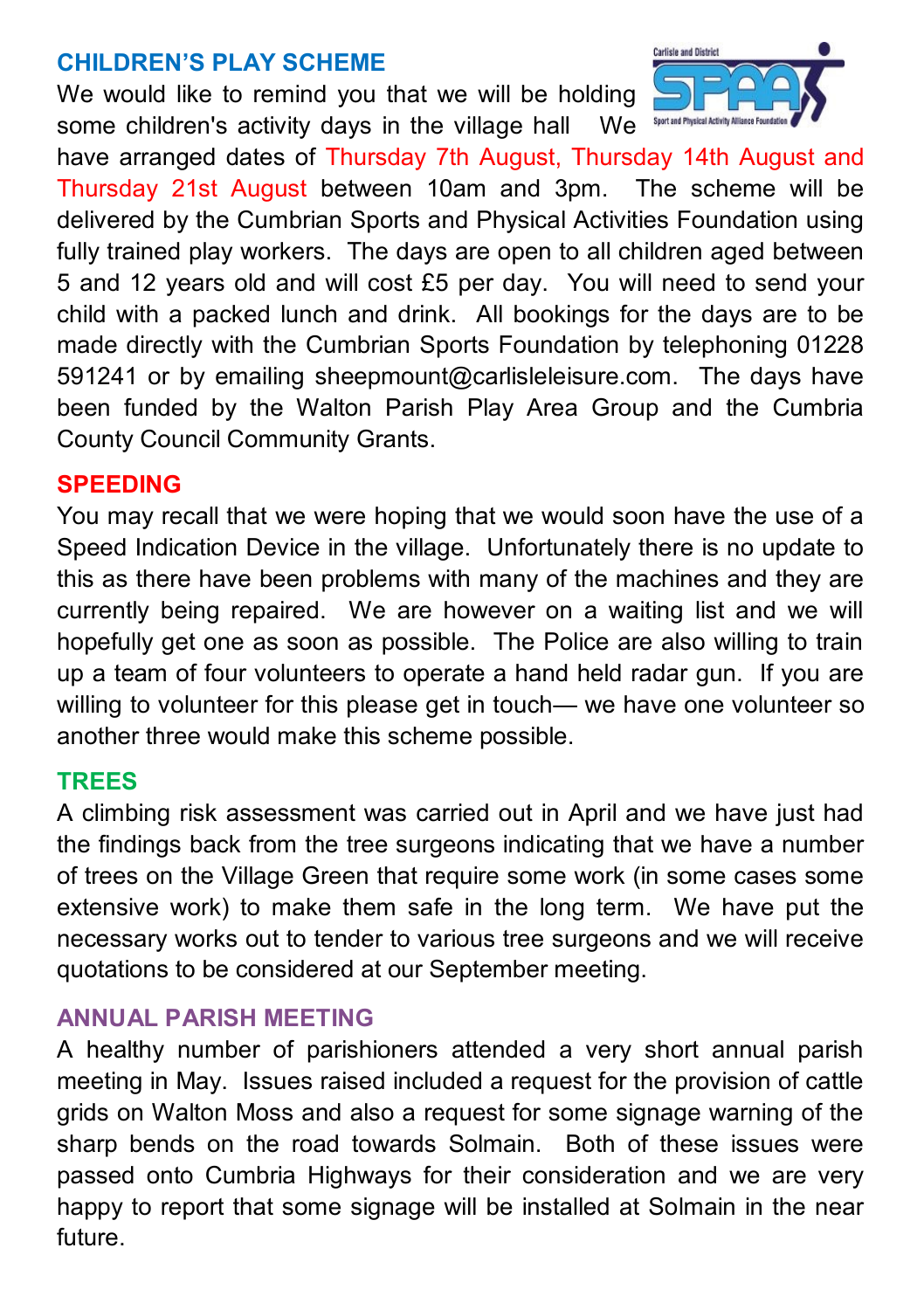## CHILDREN'S PLAY SCHEME

We would like to remind you that we will be holding some children's activity days in the village hall We have arranged dates of Thursday 7th August, Thursday 14th August and Thursday 21st August between 10am and 3pm. The scheme will be delivered by the Cumbrian Sports and Physical Activities Foundation using fully trained play workers. The days are open to all children aged between 5 and 12 years old and will cost £5 per day. You will need to send your child with a packed lunch and drink. All bookings for the days are to be made directly with the Cumbrian Sports Foundation by telephoning 01228 591241 or by emailing sheepmount@carlisleleisure.com. The days have been funded by the Walton Parish Play Area Group and the Cumbria County Council Community Grants.

## SPEEDING

You may recall that we were hoping that we would soon have the use of a Speed Indication Device in the village. Unfortunately there is no update to this as there have been problems with many of the machines and they are currently being repaired. We are however on a waiting list and we will hopefully get one as soon as possible. The Police are also willing to train up a team of four volunteers to operate a hand held radar gun. If you are willing to volunteer for this please get in touch— we have one volunteer so another three would make this scheme possible.

## TREES

A climbing risk assessment was carried out in April and we have just had the findings back from the tree surgeons indicating that we have a number of trees on the Village Green that require some work (in some cases some extensive work) to make them safe in the long term. We have put the necessary works out to tender to various tree surgeons and we will receive quotations to be considered at our September meeting.

## ANNUAL PARISH MEETING

A healthy number of parishioners attended a very short annual parish meeting in May. Issues raised included a request for the provision of cattle grids on Walton Moss and also a request for some signage warning of the sharp bends on the road towards Solmain. Both of these issues were passed onto Cumbria Highways for their consideration and we are very happy to report that some signage will be installed at Solmain in the near future.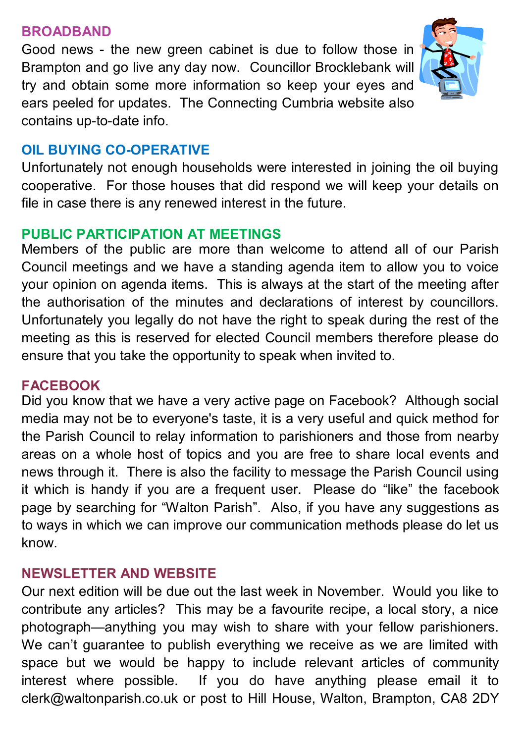## BROADBAND

Good news - the new green cabinet is due to follow those in Brampton and go live any day now. Councillor Brocklebank will try and obtain some more information so keep your eyes and ears peeled for updates. The Connecting Cumbria website also contains up-to-date info.

## OIL BUYING CO-OPERATIVE

Unfortunately not enough households were interested in joining the oil buying cooperative. For those houses that did respond we will keep your details on file in case there is any renewed interest in the future.

## PUBLIC PARTICIPATION AT MEETINGS

Members of the public are more than welcome to attend all of our Parish Council meetings and we have a standing agenda item to allow you to voice your opinion on agenda items. This is always at the start of the meeting after the authorisation of the minutes and declarations of interest by councillors. Unfortunately you legally do not have the right to speak during the rest of the meeting as this is reserved for elected Council members therefore please do ensure that you take the opportunity to speak when invited to.

## FACEBOOK

Did you know that we have a very active page on Facebook? Although social media may not be to everyone's taste, it is a very useful and quick method for the Parish Council to relay information to parishioners and those from nearby areas on a whole host of topics and you are free to share local events and news through it. There is also the facility to message the Parish Council using it which is handy if you are a frequent user. Please do "like" the facebook page by searching for "Walton Parish". Also, if you have any suggestions as to ways in which we can improve our communication methods please do let us know.

## NEWSLETTER AND WEBSITE

Our next edition will be due out the last week in November. Would you like to contribute any articles? This may be a favourite recipe, a local story, a nice photograph—anything you may wish to share with your fellow parishioners. We can't guarantee to publish everything we receive as we are limited with space but we would be happy to include relevant articles of community interest where possible. If you do have anything please email it to clerk@waltonparish.co.uk or post to Hill House, Walton, Brampton, CA8 2DY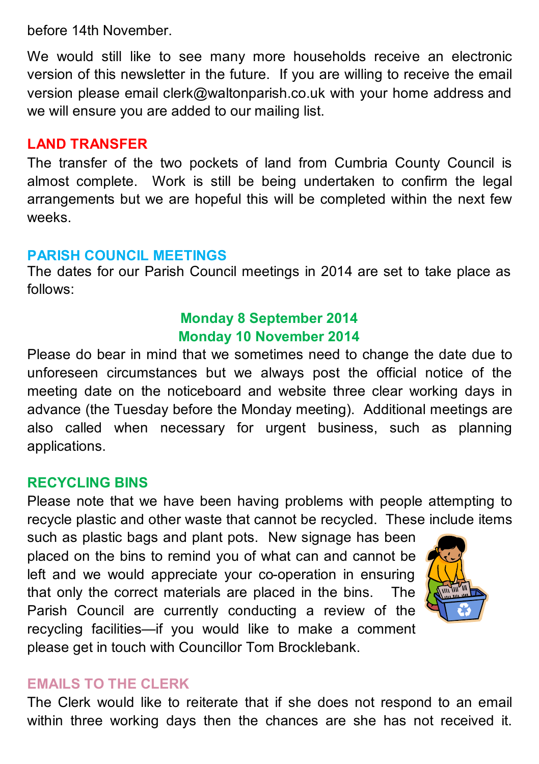before 14th November.

We would still like to see many more households receive an electronic version of this newsletter in the future. If you are willing to receive the email version please email clerk@waltonparish.co.uk with your home address and we will ensure you are added to our mailing list.

## LAND TRANSFER

The transfer of the two pockets of land from Cumbria County Council is almost complete. Work is still be being undertaken to confirm the legal arrangements but we are hopeful this will be completed within the next few weeks.

## PARISH COUNCIL MEETINGS

The dates for our Parish Council meetings in 2014 are set to take place as follows:

**Monday 8 September 2014**
**Monday 10 November 2014**

Please do bear in mind that we sometimes need to change the date due to unforeseen circumstances but we always post the official notice of the meeting date on the noticeboard and website three clear working days in advance (the Tuesday before the Monday meeting). Additional meetings are also called when necessary for urgent business, such as planning applications.

## RECYCLING BINS

Please note that we have been having problems with people attempting to recycle plastic and other waste that cannot be recycled. These include items such as plastic bags and plant pots. New signage has been placed on the bins to remind you of what can and cannot be left and we would appreciate your co-operation in ensuring that only the correct materials are placed in the bins. The Parish Council are currently conducting a review of the recycling facilities—if you would like to make a comment please get in touch with Councillor Tom Brocklebank.

## EMAILS TO THE CLERK

The Clerk would like to reiterate that if she does not respond to an email within three working days then the chances are she has not received it.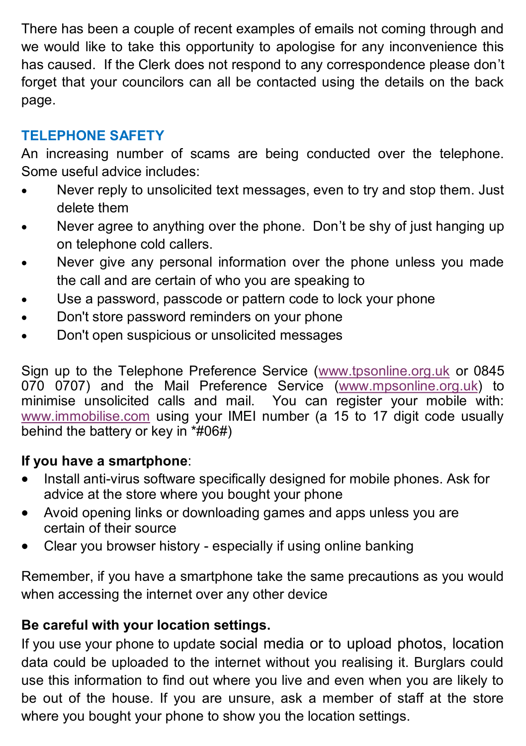There has been a couple of recent examples of emails not coming through and we would like to take this opportunity to apologise for any inconvenience this has caused. If the Clerk does not respond to any correspondence please don't forget that your councilors can all be contacted using the details on the back page.

## TELEPHONE SAFETY

An increasing number of scams are being conducted over the telephone. Some useful advice includes:

- Never reply to unsolicited text messages, even to try and stop them. Just delete them
- Never agree to anything over the phone. Don't be shy of just hanging up on telephone cold callers.
- Never give any personal information over the phone unless you made the call and are certain of who you are speaking to
- Use a password, passcode or pattern code to lock your phone
- Don't store password reminders on your phone
- Don't open suspicious or unsolicited messages

Sign up to the Telephone Preference Service (www.tpsonline.org.uk or 0845 070 0707) and the Mail Preference Service (www.mpsonline.org.uk) to minimise unsolicited calls and mail. You can register your mobile with: www.immobilise.com using your IMEI number (a 15 to 17 digit code usually behind the battery or key in *#06#)

**If you have a smartphone**:

- Install anti-virus software specifically designed for mobile phones. Ask for advice at the store where you bought your phone
- Avoid opening links or downloading games and apps unless you are certain of their source
- Clear you browser history - especially if using online banking

Remember, if you have a smartphone take the same precautions as you would when accessing the internet over any other device

**Be careful with your location settings.**

If you use your phone to update social media or to upload photos, location data could be uploaded to the internet without you realising it. Burglars could use this information to find out where you live and even when you are likely to be out of the house. If you are unsure, ask a member of staff at the store where you bought your phone to show you the location settings.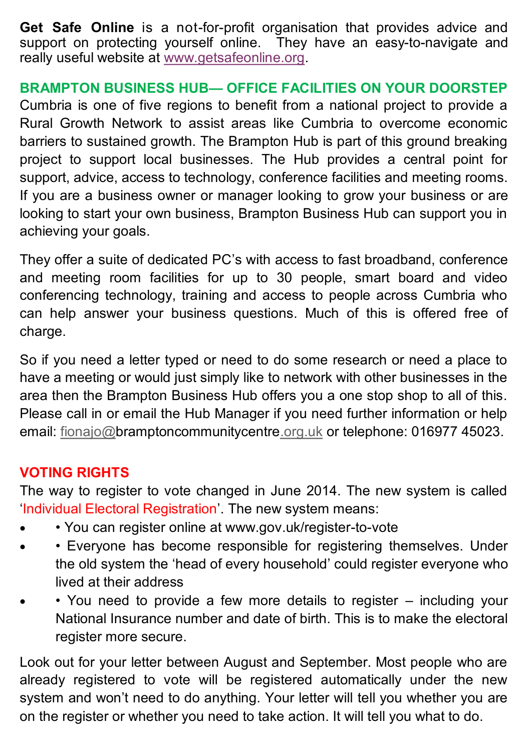**Get Safe Online** is a not-for-profit organisation that provides advice and support on protecting yourself online. They have an easy-to-navigate and really useful website at www.getsafeonline.org.

## BRAMPTON BUSINESS HUB— OFFICE FACILITIES ON YOUR DOORSTEP

Cumbria is one of five regions to benefit from a national project to provide a Rural Growth Network to assist areas like Cumbria to overcome economic barriers to sustained growth. The Brampton Hub is part of this ground breaking project to support local businesses. The Hub provides a central point for support, advice, access to technology, conference facilities and meeting rooms. If you are a business owner or manager looking to grow your business or are looking to start your own business, Brampton Business Hub can support you in achieving your goals.

They offer a suite of dedicated PC's with access to fast broadband, conference and meeting room facilities for up to 30 people, smart board and video conferencing technology, training and access to people across Cumbria who can help answer your business questions. Much of this is offered free of charge.

So if you need a letter typed or need to do some research or need a place to have a meeting or would just simply like to network with other businesses in the area then the Brampton Business Hub offers you a one stop shop to all of this. Please call in or email the Hub Manager if you need further information or help email: fionajo@bramptoncommunitycentre.org.uk or telephone: 016977 45023.

## VOTING RIGHTS

The way to register to vote changed in June 2014. The new system is called 'Individual Electoral Registration'. The new system means:

- • You can register online at www.gov.uk/register-to-vote
- • Everyone has become responsible for registering themselves. Under the old system the 'head of every household' could register everyone who lived at their address
- • You need to provide a few more details to register – including your National Insurance number and date of birth. This is to make the electoral register more secure.

Look out for your letter between August and September. Most people who are already registered to vote will be registered automatically under the new system and won't need to do anything. Your letter will tell you whether you are on the register or whether you need to take action. It will tell you what to do.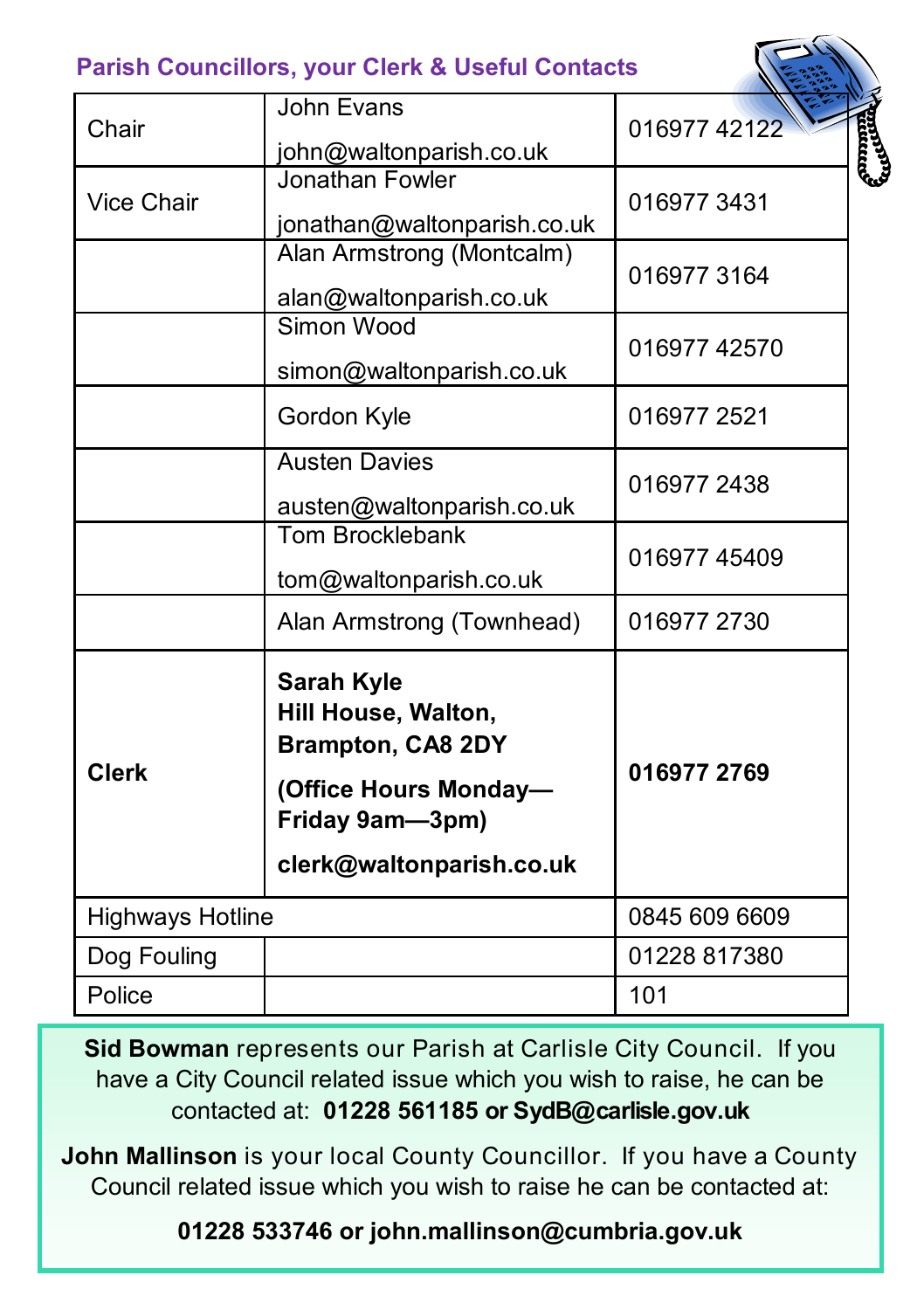## Parish Councillors, your Clerk & Useful Contacts

| | | |
|---|---|---|
| Chair | John Evans<br>john@waltonparish.co.uk | 016977 42122 |
| Vice Chair | Jonathan Fowler<br>jonathan@waltonparish.co.uk | 016977 3431 |
| | Alan Armstrong (Montcalm)<br>alan@waltonparish.co.uk | 016977 3164 |
| | Simon Wood<br>simon@waltonparish.co.uk | 016977 42570 |
| | Gordon Kyle | 016977 2521 |
| | Austen Davies<br>austen@waltonparish.co.uk | 016977 2438 |
| | Tom Brocklebank<br>tom@waltonparish.co.uk | 016977 45409 |
| | Alan Armstrong (Townhead) | 016977 2730 |
| **Clerk** | **Sarah Kyle**<br>**Hill House, Walton, Brampton, CA8 2DY**<br>**(Office Hours Monday—Friday 9am—3pm)**<br>**clerk@waltonparish.co.uk** | **016977 2769** |
| Highways Hotline | | 0845 609 6609 |
| Dog Fouling | | 01228 817380 |
| Police | | 101 |

**Sid Bowman** represents our Parish at Carlisle City Council. If you have a City Council related issue which you wish to raise, he can be contacted at: **01228 561185 or SydB@carlisle.gov.uk**

**John Mallinson** is your local County Councillor. If you have a County Council related issue which you wish to raise he can be contacted at:

**01228 533746 or john.mallinson@cumbria.gov.uk**